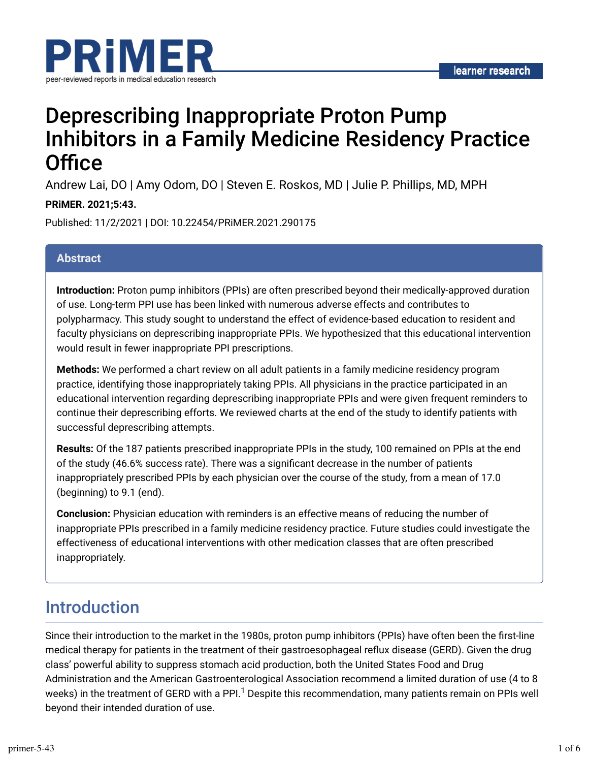# Deprescribing Inappropriate Proton Pump Inhibitors in a Family Medicine Residency Practice Office

Andrew Lai, DO | Amy Odom, DO | Steven E. Roskos, MD | Julie P. Phillips, MD, MPH

**PRiMER. 2021;5:43.**

Published: 11/2/2021 | DOI: 10.22454/PRiMER.2021.290175

## Abstract

**Introduction:** Proton pump inhibitors (PPIs) are often prescribed beyond their medically-approved duration of use. Long-term PPI use has been linked with numerous adverse effects and contributes to polypharmacy. This study sought to understand the effect of evidence-based education to resident and faculty physicians on deprescribing inappropriate PPIs. We hypothesized that this educational intervention would result in fewer inappropriate PPI prescriptions.

**Methods:** We performed a chart review on all adult patients in a family medicine residency program practice, identifying those inappropriately taking PPIs. All physicians in the practice participated in an educational intervention regarding deprescribing inappropriate PPIs and were given frequent reminders to continue their deprescribing efforts. We reviewed charts at the end of the study to identify patients with successful deprescribing attempts.

**Results:** Of the 187 patients prescribed inappropriate PPIs in the study, 100 remained on PPIs at the end of the study (46.6% success rate). There was a significant decrease in the number of patients inappropriately prescribed PPIs by each physician over the course of the study, from a mean of 17.0 (beginning) to 9.1 (end).

**Conclusion:** Physician education with reminders is an effective means of reducing the number of inappropriate PPIs prescribed in a family medicine residency practice. Future studies could investigate the effectiveness of educational interventions with other medication classes that are often prescribed inappropriately.

## Introduction

Since their introduction to the market in the 1980s, proton pump inhibitors (PPIs) have often been the first-line medical therapy for patients in the treatment of their gastroesophageal reflux disease (GERD). Given the drug class' powerful ability to suppress stomach acid production, both the United States Food and Drug Administration and the American Gastroenterological Association recommend a limited duration of use (4 to 8 weeks) in the treatment of GERD with a PPI.[1] Despite this recommendation, many patients remain on PPIs well beyond their intended duration of use.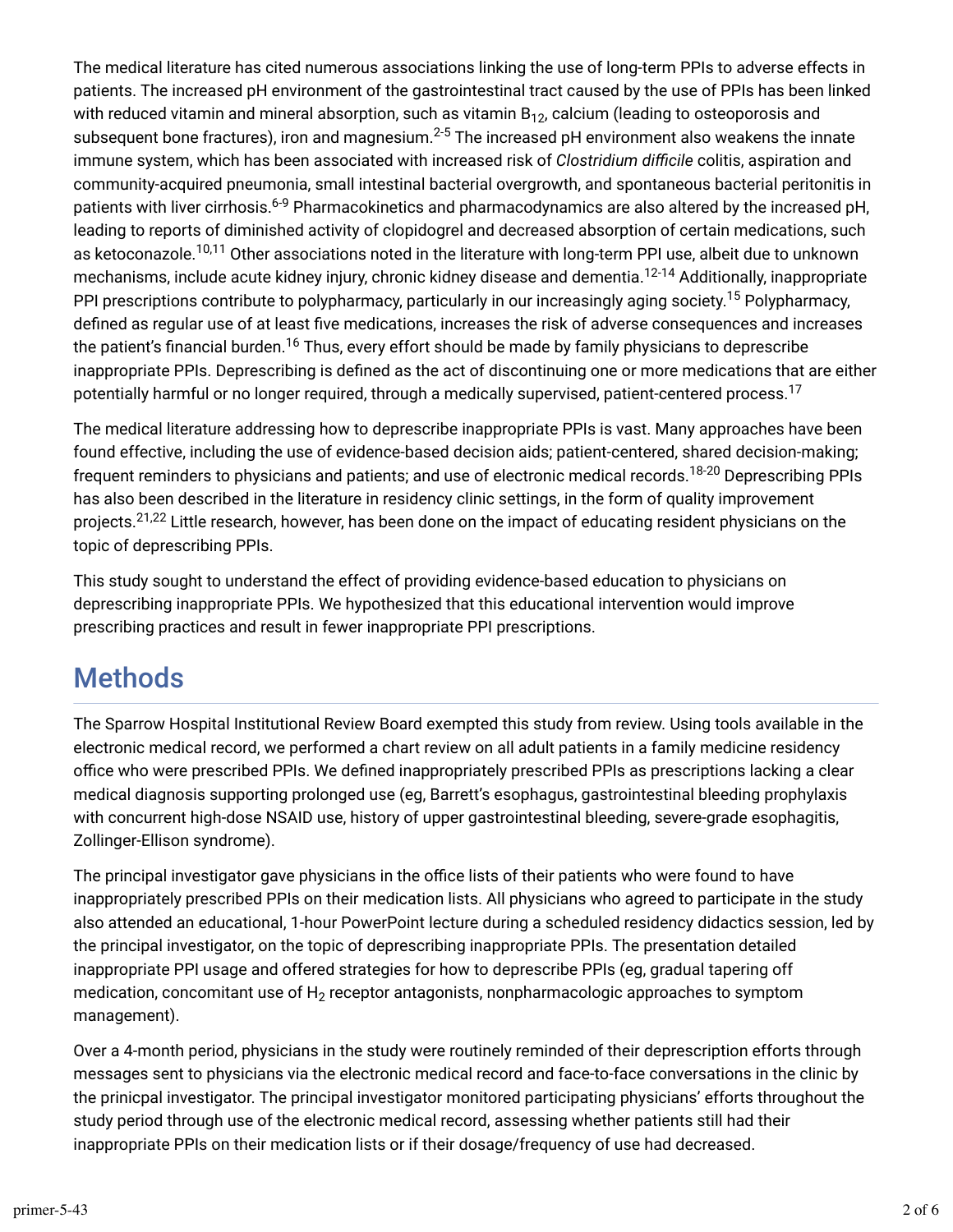The medical literature has cited numerous associations linking the use of long-term PPIs to adverse effects in patients. The increased pH environment of the gastrointestinal tract caused by the use of PPIs has been linked with reduced vitamin and mineral absorption, such as vitamin $B_{12}$, calcium (leading to osteoporosis and subsequent bone fractures), iron and magnesium.[2-5] The increased pH environment also weakens the innate immune system, which has been associated with increased risk of *Clostridium difficile* colitis, aspiration and community-acquired pneumonia, small intestinal bacterial overgrowth, and spontaneous bacterial peritonitis in patients with liver cirrhosis.[6-9] Pharmacokinetics and pharmacodynamics are also altered by the increased pH, leading to reports of diminished activity of clopidogrel and decreased absorption of certain medications, such as ketoconazole.[10,11] Other associations noted in the literature with long-term PPI use, albeit due to unknown mechanisms, include acute kidney injury, chronic kidney disease and dementia.[12-14] Additionally, inappropriate PPI prescriptions contribute to polypharmacy, particularly in our increasingly aging society.[15] Polypharmacy, defined as regular use of at least five medications, increases the risk of adverse consequences and increases the patient's financial burden.[16] Thus, every effort should be made by family physicians to deprescribe inappropriate PPIs. Deprescribing is defined as the act of discontinuing one or more medications that are either potentially harmful or no longer required, through a medically supervised, patient-centered process.[17]

The medical literature addressing how to deprescribe inappropriate PPIs is vast. Many approaches have been found effective, including the use of evidence-based decision aids; patient-centered, shared decision-making; frequent reminders to physicians and patients; and use of electronic medical records.[18-20] Deprescribing PPIs has also been described in the literature in residency clinic settings, in the form of quality improvement projects.[21,22] Little research, however, has been done on the impact of educating resident physicians on the topic of deprescribing PPIs.

This study sought to understand the effect of providing evidence-based education to physicians on deprescribing inappropriate PPIs. We hypothesized that this educational intervention would improve prescribing practices and result in fewer inappropriate PPI prescriptions.

## Methods

The Sparrow Hospital Institutional Review Board exempted this study from review. Using tools available in the electronic medical record, we performed a chart review on all adult patients in a family medicine residency office who were prescribed PPIs. We defined inappropriately prescribed PPIs as prescriptions lacking a clear medical diagnosis supporting prolonged use (eg, Barrett's esophagus, gastrointestinal bleeding prophylaxis with concurrent high-dose NSAID use, history of upper gastrointestinal bleeding, severe-grade esophagitis, Zollinger-Ellison syndrome).

The principal investigator gave physicians in the office lists of their patients who were found to have inappropriately prescribed PPIs on their medication lists. All physicians who agreed to participate in the study also attended an educational, 1-hour PowerPoint lecture during a scheduled residency didactics session, led by the principal investigator, on the topic of deprescribing inappropriate PPIs. The presentation detailed inappropriate PPI usage and offered strategies for how to deprescribe PPIs (eg, gradual tapering off medication, concomitant use of $H_2$ receptor antagonists, nonpharmacologic approaches to symptom management).

Over a 4-month period, physicians in the study were routinely reminded of their deprescription efforts through messages sent to physicians via the electronic medical record and face-to-face conversations in the clinic by the prinicpal investigator. The principal investigator monitored participating physicians' efforts throughout the study period through use of the electronic medical record, assessing whether patients still had their inappropriate PPIs on their medication lists or if their dosage/frequency of use had decreased.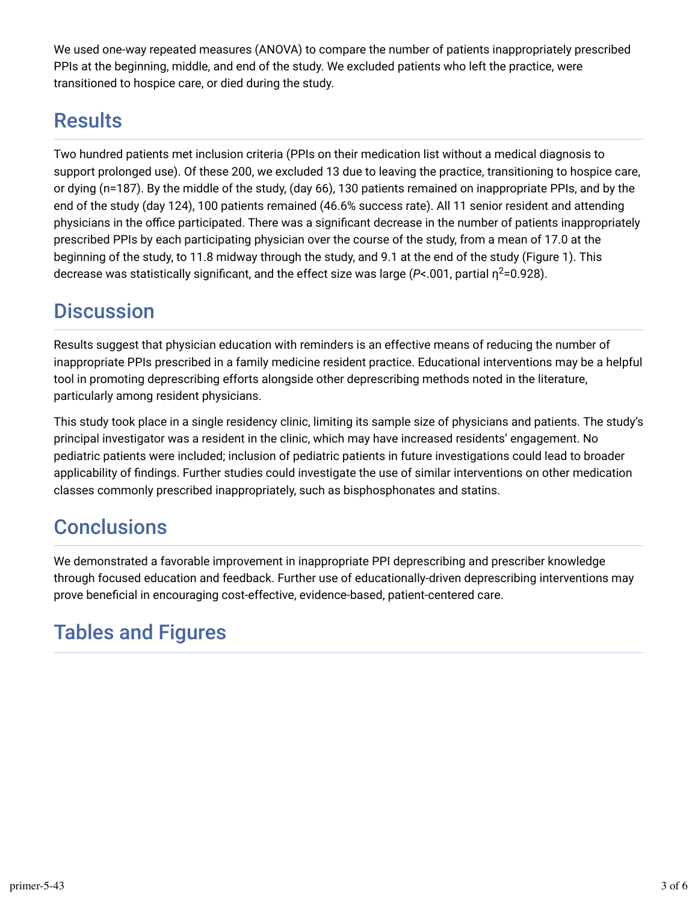We used one-way repeated measures (ANOVA) to compare the number of patients inappropriately prescribed PPIs at the beginning, middle, and end of the study. We excluded patients who left the practice, were transitioned to hospice care, or died during the study.

## Results

Two hundred patients met inclusion criteria (PPIs on their medication list without a medical diagnosis to support prolonged use). Of these 200, we excluded 13 due to leaving the practice, transitioning to hospice care, or dying (n=187). By the middle of the study, (day 66), 130 patients remained on inappropriate PPIs, and by the end of the study (day 124), 100 patients remained (46.6% success rate). All 11 senior resident and attending physicians in the office participated. There was a significant decrease in the number of patients inappropriately prescribed PPIs by each participating physician over the course of the study, from a mean of 17.0 at the beginning of the study, to 11.8 midway through the study, and 9.1 at the end of the study (Figure 1). This decrease was statistically significant, and the effect size was large ($P<.001$, partial $\eta^2=0.928$).

## Discussion

Results suggest that physician education with reminders is an effective means of reducing the number of inappropriate PPIs prescribed in a family medicine resident practice. Educational interventions may be a helpful tool in promoting deprescribing efforts alongside other deprescribing methods noted in the literature, particularly among resident physicians.

This study took place in a single residency clinic, limiting its sample size of physicians and patients. The study's principal investigator was a resident in the clinic, which may have increased residents' engagement. No pediatric patients were included; inclusion of pediatric patients in future investigations could lead to broader applicability of findings. Further studies could investigate the use of similar interventions on other medication classes commonly prescribed inappropriately, such as bisphosphonates and statins.

## Conclusions

We demonstrated a favorable improvement in inappropriate PPI deprescribing and prescriber knowledge through focused education and feedback. Further use of educationally-driven deprescribing interventions may prove beneficial in encouraging cost-effective, evidence-based, patient-centered care.

## Tables and Figures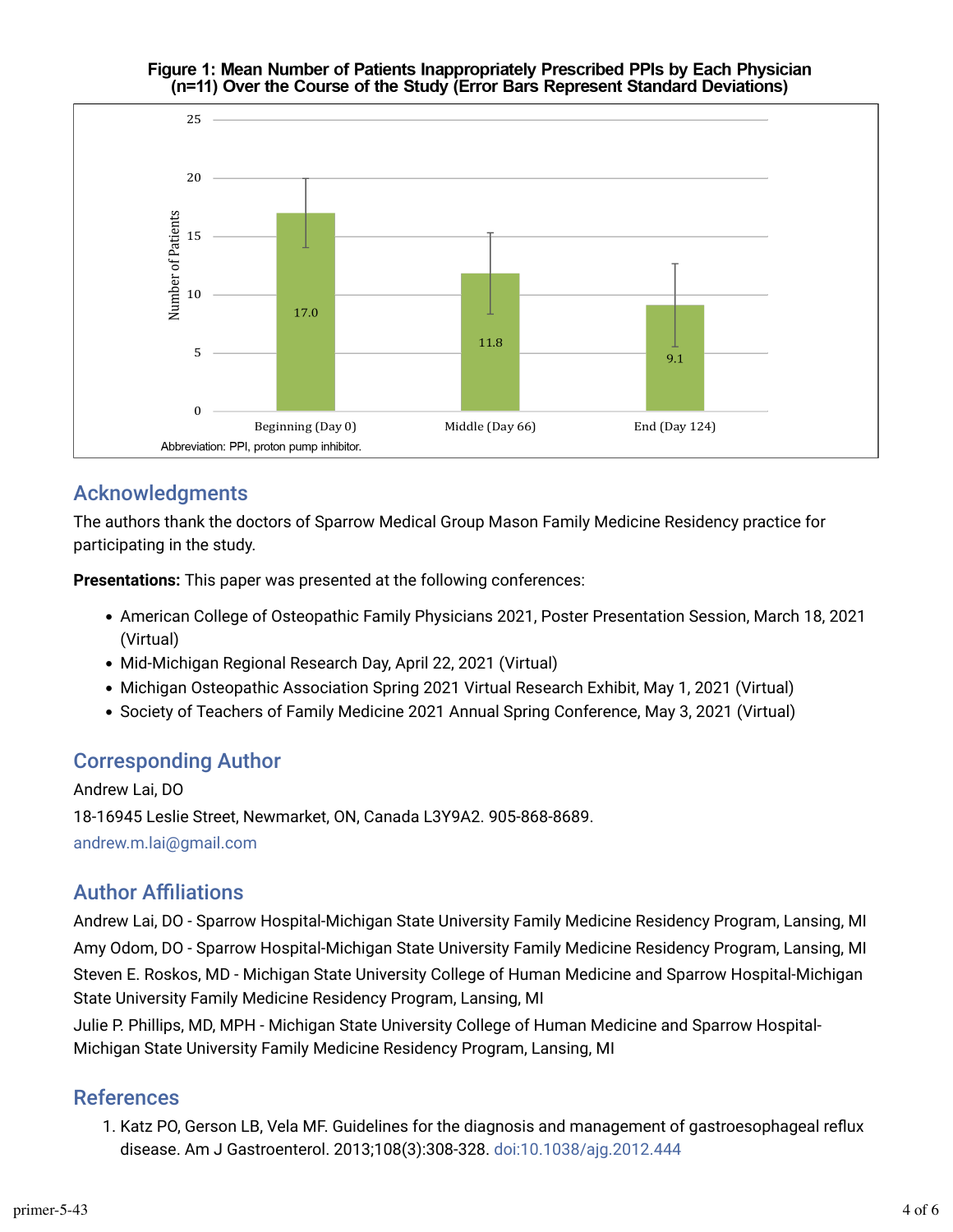**Figure 1: Mean Number of Patients Inappropriately Prescribed PPIs by Each Physician (n=11) Over the Course of the Study (Error Bars Represent Standard Deviations)**

| Time point | Number of Patients |
| --- | --- |
| Beginning (Day 0) | 17.0 |
| Middle (Day 66) | 11.8 |
| End (Day 124) | 9.1 |

Abbreviation: PPI, proton pump inhibitor.

## Acknowledgments

The authors thank the doctors of Sparrow Medical Group Mason Family Medicine Residency practice for participating in the study.

**Presentations:** This paper was presented at the following conferences:

- American College of Osteopathic Family Physicians 2021, Poster Presentation Session, March 18, 2021 (Virtual)
- Mid-Michigan Regional Research Day, April 22, 2021 (Virtual)
- Michigan Osteopathic Association Spring 2021 Virtual Research Exhibit, May 1, 2021 (Virtual)
- Society of Teachers of Family Medicine 2021 Annual Spring Conference, May 3, 2021 (Virtual)

## Corresponding Author

Andrew Lai, DO

18-16945 Leslie Street, Newmarket, ON, Canada L3Y9A2. 905-868-8689.

andrew.m.lai@gmail.com

## Author Affiliations

Andrew Lai, DO - Sparrow Hospital-Michigan State University Family Medicine Residency Program, Lansing, MI

Amy Odom, DO - Sparrow Hospital-Michigan State University Family Medicine Residency Program, Lansing, MI

Steven E. Roskos, MD - Michigan State University College of Human Medicine and Sparrow Hospital-Michigan State University Family Medicine Residency Program, Lansing, MI

Julie P. Phillips, MD, MPH - Michigan State University College of Human Medicine and Sparrow Hospital-Michigan State University Family Medicine Residency Program, Lansing, MI

## References

1. Katz PO, Gerson LB, Vela MF. Guidelines for the diagnosis and management of gastroesophageal reflux disease. Am J Gastroenterol. 2013;108(3):308-328. doi:10.1038/ajg.2012.444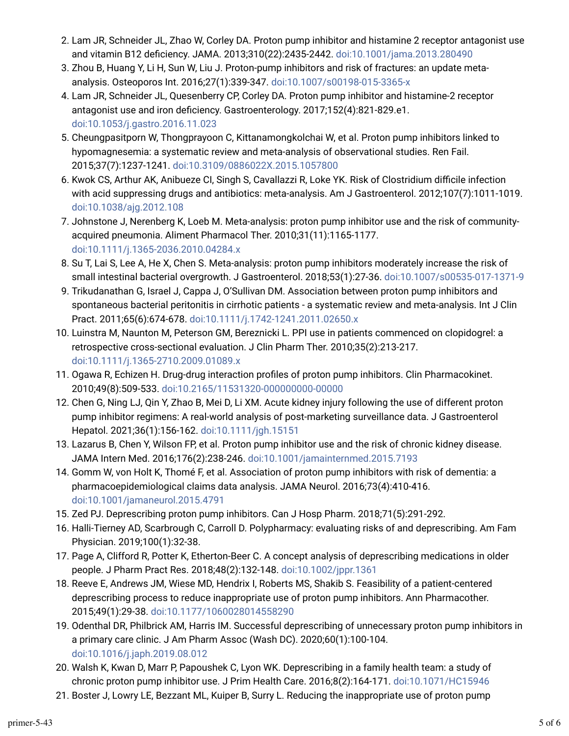2. Lam JR, Schneider JL, Zhao W, Corley DA. Proton pump inhibitor and histamine 2 receptor antagonist use and vitamin B12 deficiency. JAMA. 2013;310(22):2435-2442. doi:10.1001/jama.2013.280490
3. Zhou B, Huang Y, Li H, Sun W, Liu J. Proton-pump inhibitors and risk of fractures: an update meta-analysis. Osteoporos Int. 2016;27(1):339-347. doi:10.1007/s00198-015-3365-x
4. Lam JR, Schneider JL, Quesenberry CP, Corley DA. Proton pump inhibitor and histamine-2 receptor antagonist use and iron deficiency. Gastroenterology. 2017;152(4):821-829.e1. doi:10.1053/j.gastro.2016.11.023
5. Cheungpasitporn W, Thongprayoon C, Kittanamongkolchai W, et al. Proton pump inhibitors linked to hypomagnesemia: a systematic review and meta-analysis of observational studies. Ren Fail. 2015;37(7):1237-1241. doi:10.3109/0886022X.2015.1057800
6. Kwok CS, Arthur AK, Anibueze CI, Singh S, Cavallazzi R, Loke YK. Risk of Clostridium difficile infection with acid suppressing drugs and antibiotics: meta-analysis. Am J Gastroenterol. 2012;107(7):1011-1019. doi:10.1038/ajg.2012.108
7. Johnstone J, Nerenberg K, Loeb M. Meta-analysis: proton pump inhibitor use and the risk of community-acquired pneumonia. Aliment Pharmacol Ther. 2010;31(11):1165-1177. doi:10.1111/j.1365-2036.2010.04284.x
8. Su T, Lai S, Lee A, He X, Chen S. Meta-analysis: proton pump inhibitors moderately increase the risk of small intestinal bacterial overgrowth. J Gastroenterol. 2018;53(1):27-36. doi:10.1007/s00535-017-1371-9
9. Trikudanathan G, Israel J, Cappa J, O'Sullivan DM. Association between proton pump inhibitors and spontaneous bacterial peritonitis in cirrhotic patients - a systematic review and meta-analysis. Int J Clin Pract. 2011;65(6):674-678. doi:10.1111/j.1742-1241.2011.02650.x
10. Luinstra M, Naunton M, Peterson GM, Bereznicki L. PPI use in patients commenced on clopidogrel: a retrospective cross-sectional evaluation. J Clin Pharm Ther. 2010;35(2):213-217. doi:10.1111/j.1365-2710.2009.01089.x
11. Ogawa R, Echizen H. Drug-drug interaction profiles of proton pump inhibitors. Clin Pharmacokinet. 2010;49(8):509-533. doi:10.2165/11531320-000000000-00000
12. Chen G, Ning LJ, Qin Y, Zhao B, Mei D, Li XM. Acute kidney injury following the use of different proton pump inhibitor regimens: A real-world analysis of post-marketing surveillance data. J Gastroenterol Hepatol. 2021;36(1):156-162. doi:10.1111/jgh.15151
13. Lazarus B, Chen Y, Wilson FP, et al. Proton pump inhibitor use and the risk of chronic kidney disease. JAMA Intern Med. 2016;176(2):238-246. doi:10.1001/jamainternmed.2015.7193
14. Gomm W, von Holt K, Thomé F, et al. Association of proton pump inhibitors with risk of dementia: a pharmacoepidemiological claims data analysis. JAMA Neurol. 2016;73(4):410-416. doi:10.1001/jamaneurol.2015.4791
15. Zed PJ. Deprescribing proton pump inhibitors. Can J Hosp Pharm. 2018;71(5):291-292.
16. Halli-Tierney AD, Scarbrough C, Carroll D. Polypharmacy: evaluating risks of and deprescribing. Am Fam Physician. 2019;100(1):32-38.
17. Page A, Clifford R, Potter K, Etherton-Beer C. A concept analysis of deprescribing medications in older people. J Pharm Pract Res. 2018;48(2):132-148. doi:10.1002/jppr.1361
18. Reeve E, Andrews JM, Wiese MD, Hendrix I, Roberts MS, Shakib S. Feasibility of a patient-centered deprescribing process to reduce inappropriate use of proton pump inhibitors. Ann Pharmacother. 2015;49(1):29-38. doi:10.1177/1060028014558290
19. Odenthal DR, Philbrick AM, Harris IM. Successful deprescribing of unnecessary proton pump inhibitors in a primary care clinic. J Am Pharm Assoc (Wash DC). 2020;60(1):100-104. doi:10.1016/j.japh.2019.08.012
20. Walsh K, Kwan D, Marr P, Papoushek C, Lyon WK. Deprescribing in a family health team: a study of chronic proton pump inhibitor use. J Prim Health Care. 2016;8(2):164-171. doi:10.1071/HC15946
21. Boster J, Lowry LE, Bezzant ML, Kuiper B, Surry L. Reducing the inappropriate use of proton pump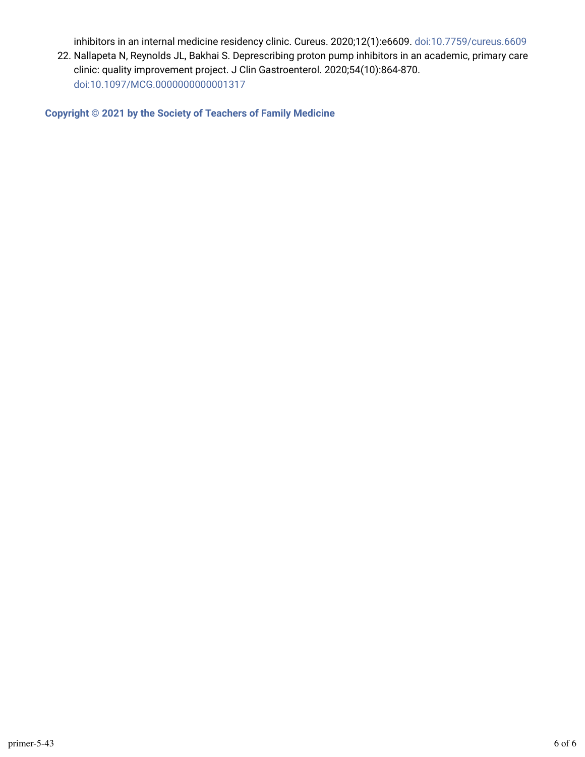inhibitors in an internal medicine residency clinic. Cureus. 2020;12(1):e6609. doi:10.7759/cureus.6609

22. Nallapeta N, Reynolds JL, Bakhai S. Deprescribing proton pump inhibitors in an academic, primary care clinic: quality improvement project. J Clin Gastroenterol. 2020;54(10):864-870. doi:10.1097/MCG.0000000000001317

**Copyright © 2021 by the Society of Teachers of Family Medicine**